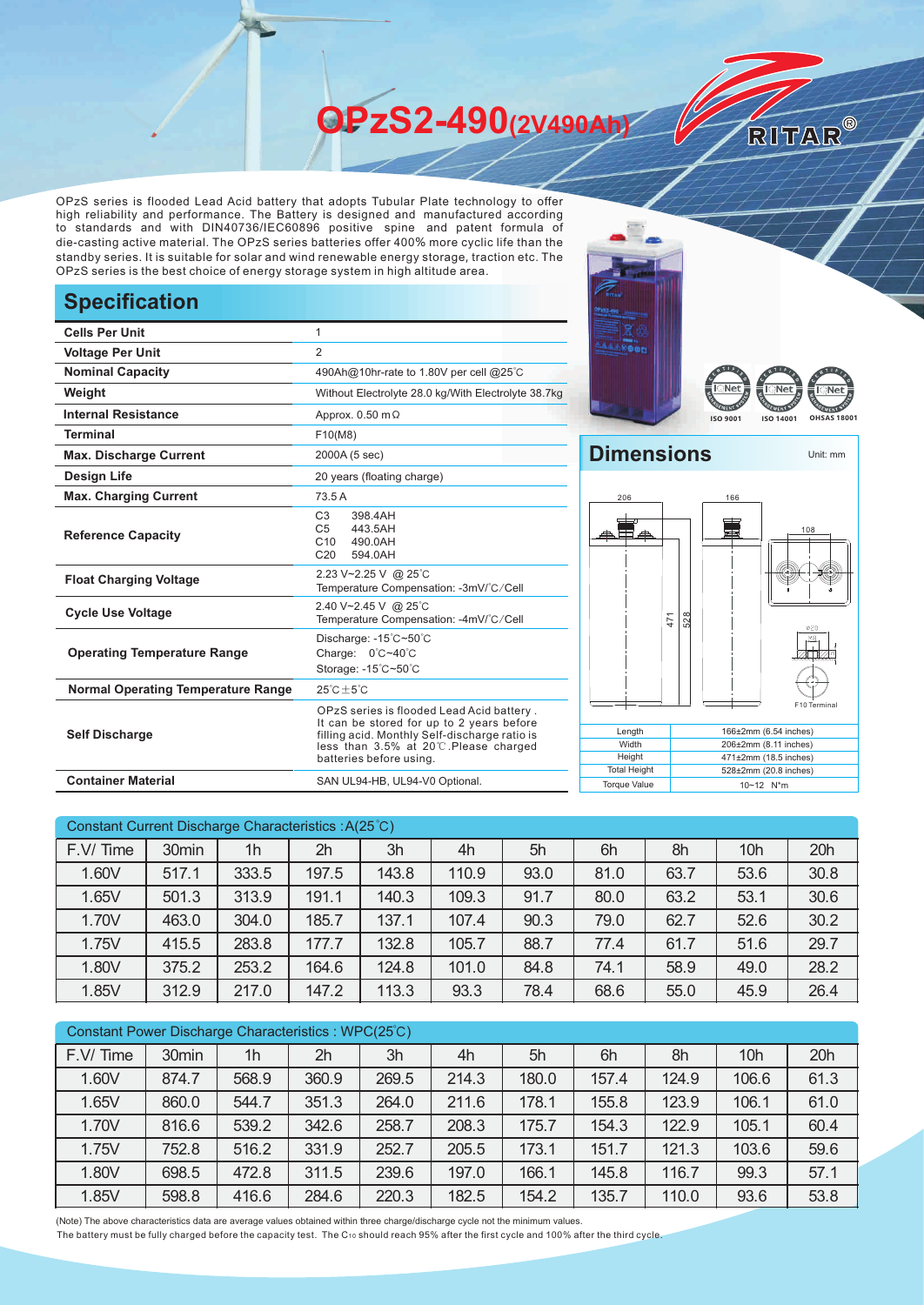# OPzS2-490(2V490Ah)

RITAR®

OPzS series is flooded Lead Acid battery that adopts Tubular Plate technology to offer high reliability and performance. The Battery is designed and manufactured according to standards and with DIN40736/IEC60896 positive spine and patent formula of die-casting active material. The OPzS series batteries offer 400% more cyclic life than the standby series. It is suitable for solar and wind renewable energy storage, traction etc. The OPzS series is the best choice of energy storage system in high altitude area.

## Specification

| | |
|---|---|
| **Cells Per Unit** | 1 |
| **Voltage Per Unit** | 2 |
| **Nominal Capacity** | 490Ah@10hr-rate to 1.80V per cell @25℃ |
| **Weight** | Without Electrolyte 28.0 kg/With Electrolyte 38.7kg |
| **Internal Resistance** | Approx. 0.50 mΩ |
| **Terminal** | F10(M8) |
| **Max. Discharge Current** | 2000A (5 sec) |
| **Design Life** | 20 years (floating charge) |
| **Max. Charging Current** | 73.5 A |
| **Reference Capacity** | C3 398.4AH<br>C5 443.5AH<br>C10 490.0AH<br>C20 594.0AH |
| **Float Charging Voltage** | 2.23 V~2.25 V @ 25℃<br>Temperature Compensation: -3mV/℃/Cell |
| **Cycle Use Voltage** | 2.40 V~2.45 V @ 25℃<br>Temperature Compensation: -4mV/℃/Cell |
| **Operating Temperature Range** | Discharge: -15℃~50℃<br>Charge: 0℃~40℃<br>Storage: -15℃~50℃ |
| **Normal Operating Temperature Range** | 25℃±5℃ |
| **Self Discharge** | OPzS series is flooded Lead Acid battery . It can be stored for up to 2 years before filling acid. Monthly Self-discharge ratio is less than 3.5% at 20℃.Please charged batteries before using. |
| **Container Material** | SAN UL94-HB, UL94-V0 Optional. |

ISO 9001 ISO 14001 OHSAS 18001

## Dimensions

Unit: mm

206 166 108 471 528 Ø20 M8 F10 Terminal

| | |
|---|---|
| Length | 166±2mm (6.54 inches) |
| Width | 206±2mm (8.11 inches) |
| Height | 471±2mm (18.5 inches) |
| Total Height | 528±2mm (20.8 inches) |
| Torque Value | 10~12 N*m |

### Constant Current Discharge Characteristics : A(25℃)

| F.V/ Time | 30min | 1h | 2h | 3h | 4h | 5h | 6h | 8h | 10h | 20h |
|---|---|---|---|---|---|---|---|---|---|---|
| 1.60V | 517.1 | 333.5 | 197.5 | 143.8 | 110.9 | 93.0 | 81.0 | 63.7 | 53.6 | 30.8 |
| 1.65V | 501.3 | 313.9 | 191.1 | 140.3 | 109.3 | 91.7 | 80.0 | 63.2 | 53.1 | 30.6 |
| 1.70V | 463.0 | 304.0 | 185.7 | 137.1 | 107.4 | 90.3 | 79.0 | 62.7 | 52.6 | 30.2 |
| 1.75V | 415.5 | 283.8 | 177.7 | 132.8 | 105.7 | 88.7 | 77.4 | 61.7 | 51.6 | 29.7 |
| 1.80V | 375.2 | 253.2 | 164.6 | 124.8 | 101.0 | 84.8 | 74.1 | 58.9 | 49.0 | 28.2 |
| 1.85V | 312.9 | 217.0 | 147.2 | 113.3 | 93.3 | 78.4 | 68.6 | 55.0 | 45.9 | 26.4 |

### Constant Power Discharge Characteristics : WPC(25℃)

| F.V/ Time | 30min | 1h | 2h | 3h | 4h | 5h | 6h | 8h | 10h | 20h |
|---|---|---|---|---|---|---|---|---|---|---|
| 1.60V | 874.7 | 568.9 | 360.9 | 269.5 | 214.3 | 180.0 | 157.4 | 124.9 | 106.6 | 61.3 |
| 1.65V | 860.0 | 544.7 | 351.3 | 264.0 | 211.6 | 178.1 | 155.8 | 123.9 | 106.1 | 61.0 |
| 1.70V | 816.6 | 539.2 | 342.6 | 258.7 | 208.3 | 175.7 | 154.3 | 122.9 | 105.1 | 60.4 |
| 1.75V | 752.8 | 516.2 | 331.9 | 252.7 | 205.5 | 173.1 | 151.7 | 121.3 | 103.6 | 59.6 |
| 1.80V | 698.5 | 472.8 | 311.5 | 239.6 | 197.0 | 166.1 | 145.8 | 116.7 | 99.3 | 57.1 |
| 1.85V | 598.8 | 416.6 | 284.6 | 220.3 | 182.5 | 154.2 | 135.7 | 110.0 | 93.6 | 53.8 |

(Note) The above characteristics data are average values obtained within three charge/discharge cycle not the minimum values.
The battery must be fully charged before the capacity test. The $C_{10}$ should reach 95% after the first cycle and 100% after the third cycle.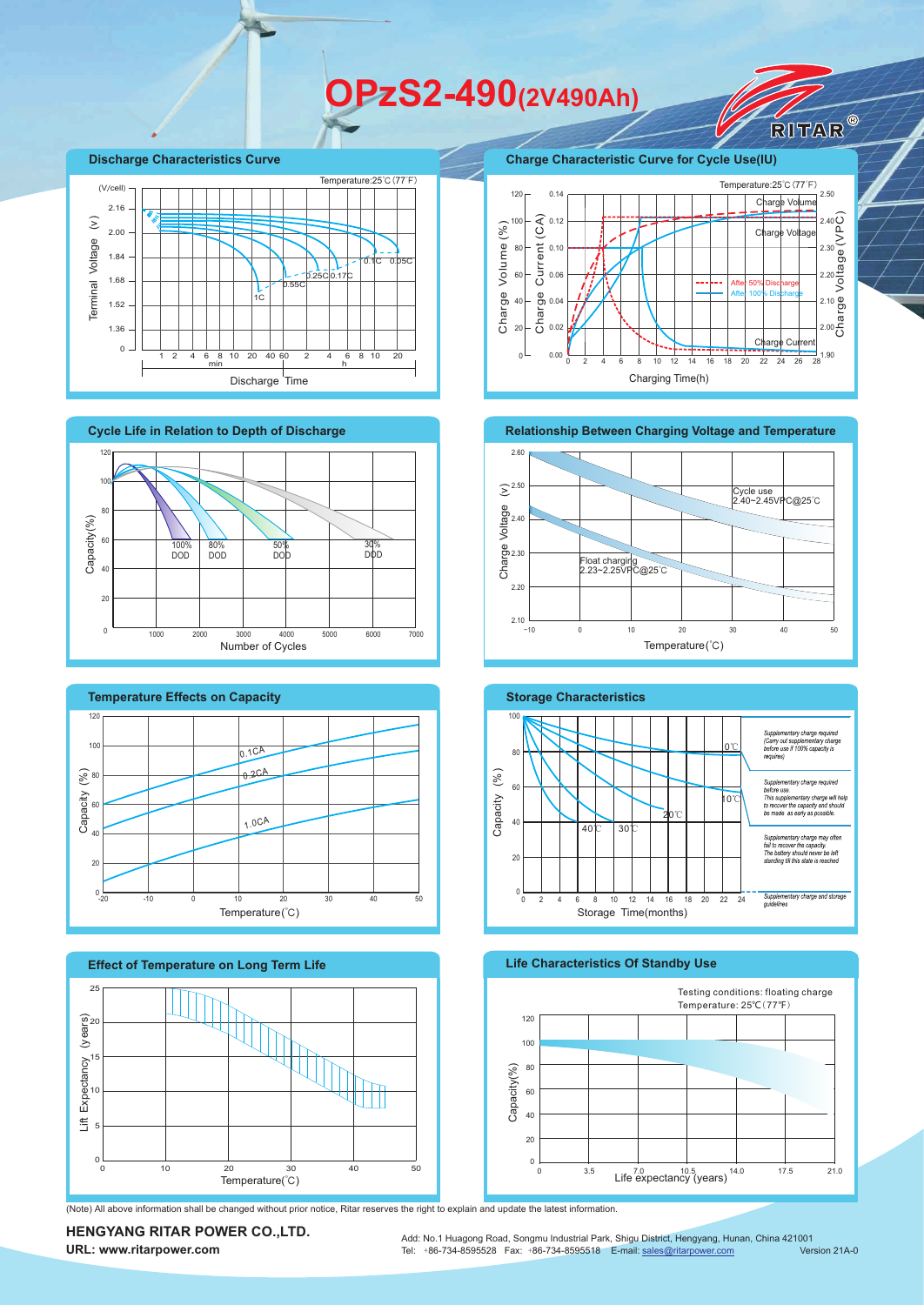# OPzS2-490(2V490Ah)

RITAR®

## Discharge Characteristics Curve

Temperature:25°C (77°F)

(V/cell)

Terminal Voltage (v)

2.16
2.00
1.84
1.68
1.52
1.36
0

1C
0.55C
0.25C 0.17C
0.1C 0.05C

1 2 4 6 8 10 20 40 60 2 4 6 8 10 20

min h

Discharge Time

## Charge Characteristic Curve for Cycle Use(IU)

Temperature:25°C (77°F)

Charge Volume (%) 120 100 80 60 40 20 0

Charge Current (CA) 0.14 0.12 0.10 0.06 0.04 0.02 0.00

Charge Voltage (VPC) 2.50 2.40 2.30 2.20 2.10 2.00 1.90

Charge Volume

Charge Voltage

After 50% Discharge

After 100% Discharge

Charge Current

0 2 4 6 8 10 12 14 16 18 20 22 24 26 28

Charging Time(h)

## Cycle Life in Relation to Depth of Discharge

Capacity(%) 120 100 80 60 40 20 0

100% DOD
80% DOD
50% DOD
30% DOD

1000 2000 3000 4000 5000 6000 7000

Number of Cycles

## Relationship Between Charging Voltage and Temperature

Charge Voltage (v) 2.60 2.50 2.40 2.30 2.20 2.10

Cycle use 2.40~2.45VPC@25°C

Float charging 2.23~2.25VPC@25°C

−10 0 10 20 30 40 50

Temperature(°C)

## Temperature Effects on Capacity

Capacity (%) 120 100 80 60 40 20 0

0.1CA
0.2CA
1.0CA

-20 -10 0 10 20 30 40 50

Temperature(°C)

## Storage Characteristics

Capacity (%) 100 80 60 40 20 0

0°C
10°C
20°C
30°C
40°C

0 2 4 6 8 10 12 14 16 18 20 22 24

Storage Time(months)

Supplementary charge required (Carry out supplementary charge before use if 100% capacity is requires)

Supplementary charge required before use. This supplementary charge will help to recover the capacity and should be made as early as possible.

Supplementary charge may often fail to recover the capacity. The battery should never be left standing till this state is reached

Supplementary charge and storage guidelines

## Effect of Temperature on Long Term Life

Lift Expectancy (years) 25 20 15 10 5 0

0 10 20 30 40 50

Temperature(°C)

## Life Characteristics Of Standby Use

Testing conditions: floating charge
Temperature: 25℃(77℉)

Capacity(%) 120 100 80 60 40 20 0

0 3.5 7.0 10.5 14.0 17.5 21.0

Life expectancy (years)

(Note) All above information shall be changed without prior notice, Ritar reserves the right to explain and update the latest information.

**HENGYANG RITAR POWER CO.,LTD.**
**URL: www.ritarpower.com**

Add: No.1 Huagong Road, Songmu Industrial Park, Shigu District, Hengyang, Hunan, China 421001
Tel: +86-734-8595528 Fax: +86-734-8595518 E-mail: sales@ritarpower.com

Version 21A-0